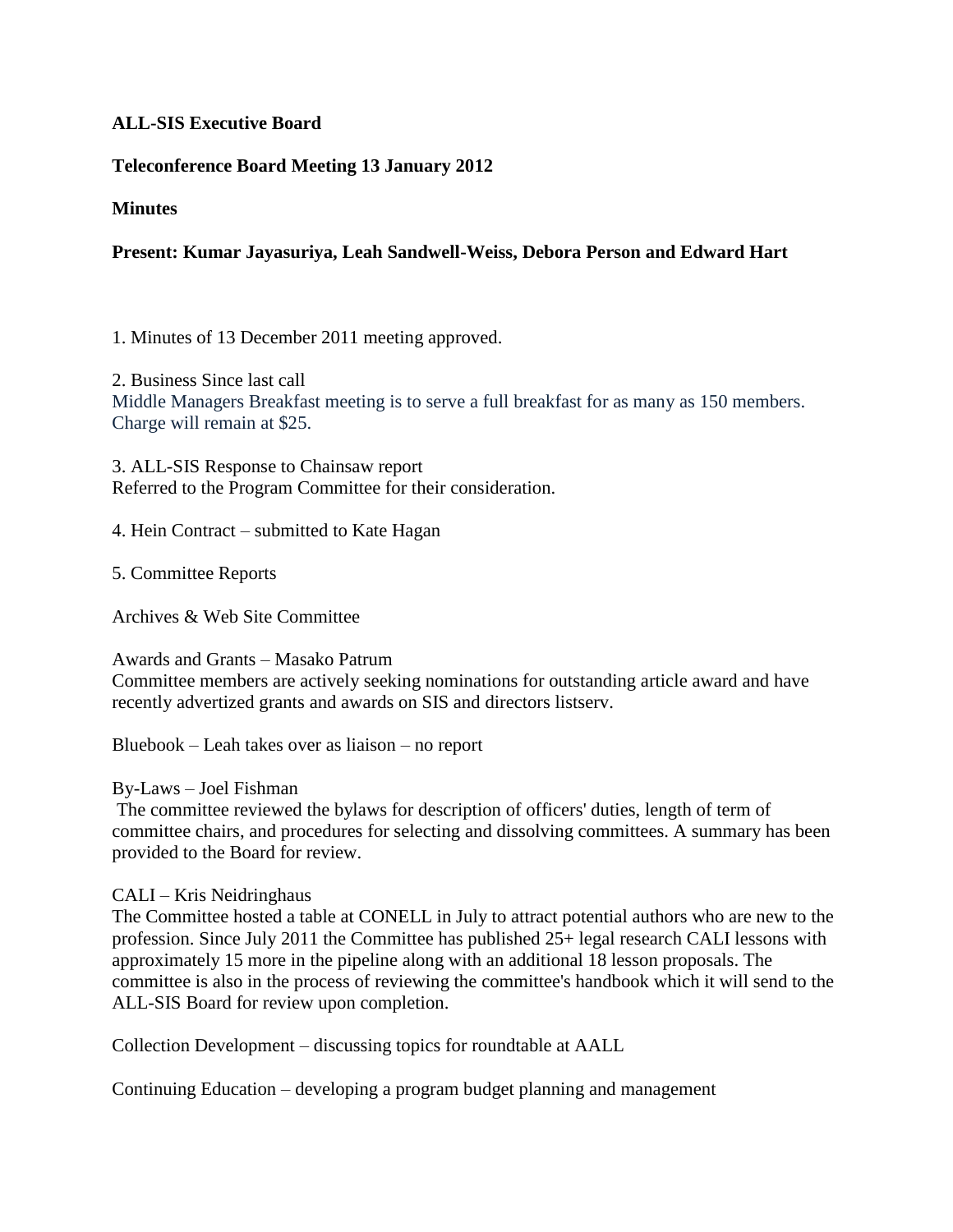**ALL-SIS Executive Board**

**Teleconference Board Meeting 13 January 2012**

**Minutes**

**Present: Kumar Jayasuriya, Leah Sandwell-Weiss, Debora Person and Edward Hart**

1. Minutes of 13 December 2011 meeting approved.

2. Business Since last call
Middle Managers Breakfast meeting is to serve a full breakfast for as many as 150 members. Charge will remain at $25.

3. ALL-SIS Response to Chainsaw report
Referred to the Program Committee for their consideration.

4. Hein Contract – submitted to Kate Hagan

5. Committee Reports

Archives & Web Site Committee

Awards and Grants – Masako Patrum
Committee members are actively seeking nominations for outstanding article award and have recently advertized grants and awards on SIS and directors listserv.

Bluebook – Leah takes over as liaison – no report

By-Laws – Joel Fishman
The committee reviewed the bylaws for description of officers' duties, length of term of committee chairs, and procedures for selecting and dissolving committees. A summary has been provided to the Board for review.

CALI – Kris Neidringhaus
The Committee hosted a table at CONELL in July to attract potential authors who are new to the profession. Since July 2011 the Committee has published 25+ legal research CALI lessons with approximately 15 more in the pipeline along with an additional 18 lesson proposals. The committee is also in the process of reviewing the committee's handbook which it will send to the ALL-SIS Board for review upon completion.

Collection Development – discussing topics for roundtable at AALL

Continuing Education – developing a program budget planning and management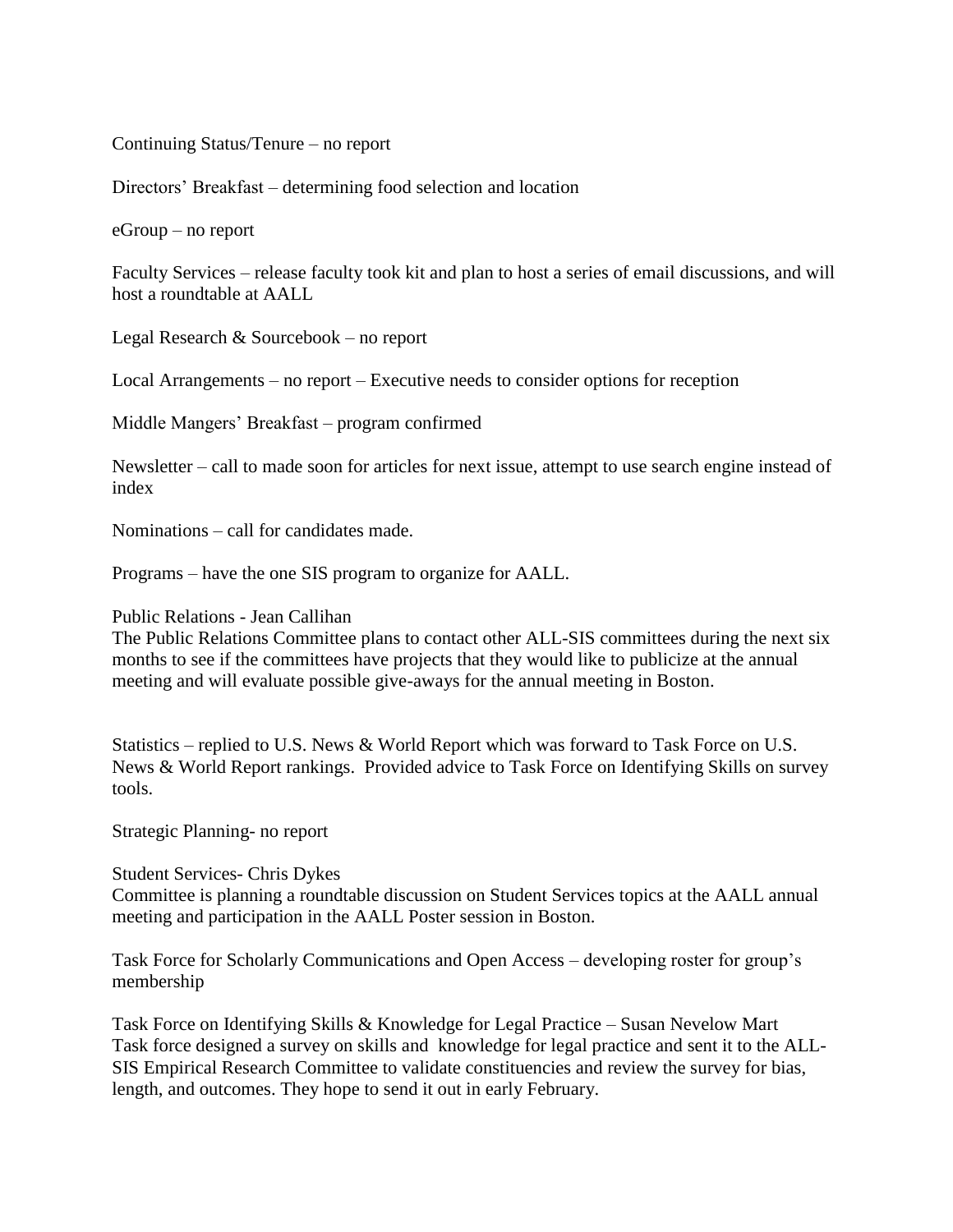Continuing Status/Tenure – no report

Directors' Breakfast – determining food selection and location

eGroup – no report

Faculty Services – release faculty took kit and plan to host a series of email discussions, and will host a roundtable at AALL

Legal Research & Sourcebook – no report

Local Arrangements – no report – Executive needs to consider options for reception

Middle Mangers' Breakfast – program confirmed

Newsletter – call to made soon for articles for next issue, attempt to use search engine instead of index

Nominations – call for candidates made.

Programs – have the one SIS program to organize for AALL.

Public Relations - Jean Callihan
The Public Relations Committee plans to contact other ALL-SIS committees during the next six months to see if the committees have projects that they would like to publicize at the annual meeting and will evaluate possible give-aways for the annual meeting in Boston.

Statistics – replied to U.S. News & World Report which was forward to Task Force on U.S. News & World Report rankings. Provided advice to Task Force on Identifying Skills on survey tools.

Strategic Planning- no report

Student Services- Chris Dykes
Committee is planning a roundtable discussion on Student Services topics at the AALL annual meeting and participation in the AALL Poster session in Boston.

Task Force for Scholarly Communications and Open Access – developing roster for group's membership

Task Force on Identifying Skills & Knowledge for Legal Practice – Susan Nevelow Mart
Task force designed a survey on skills and knowledge for legal practice and sent it to the ALL-SIS Empirical Research Committee to validate constituencies and review the survey for bias, length, and outcomes. They hope to send it out in early February.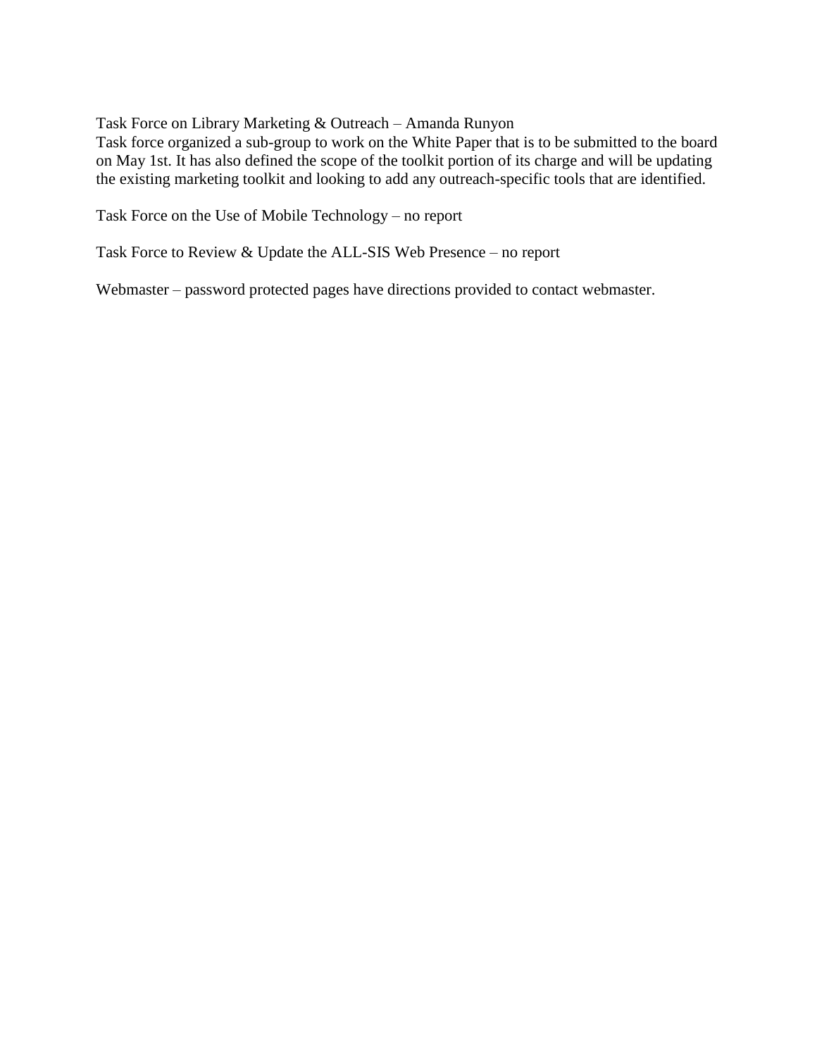Task Force on Library Marketing & Outreach – Amanda Runyon
Task force organized a sub-group to work on the White Paper that is to be submitted to the board on May 1st. It has also defined the scope of the toolkit portion of its charge and will be updating the existing marketing toolkit and looking to add any outreach-specific tools that are identified.

Task Force on the Use of Mobile Technology – no report

Task Force to Review & Update the ALL-SIS Web Presence – no report

Webmaster – password protected pages have directions provided to contact webmaster.